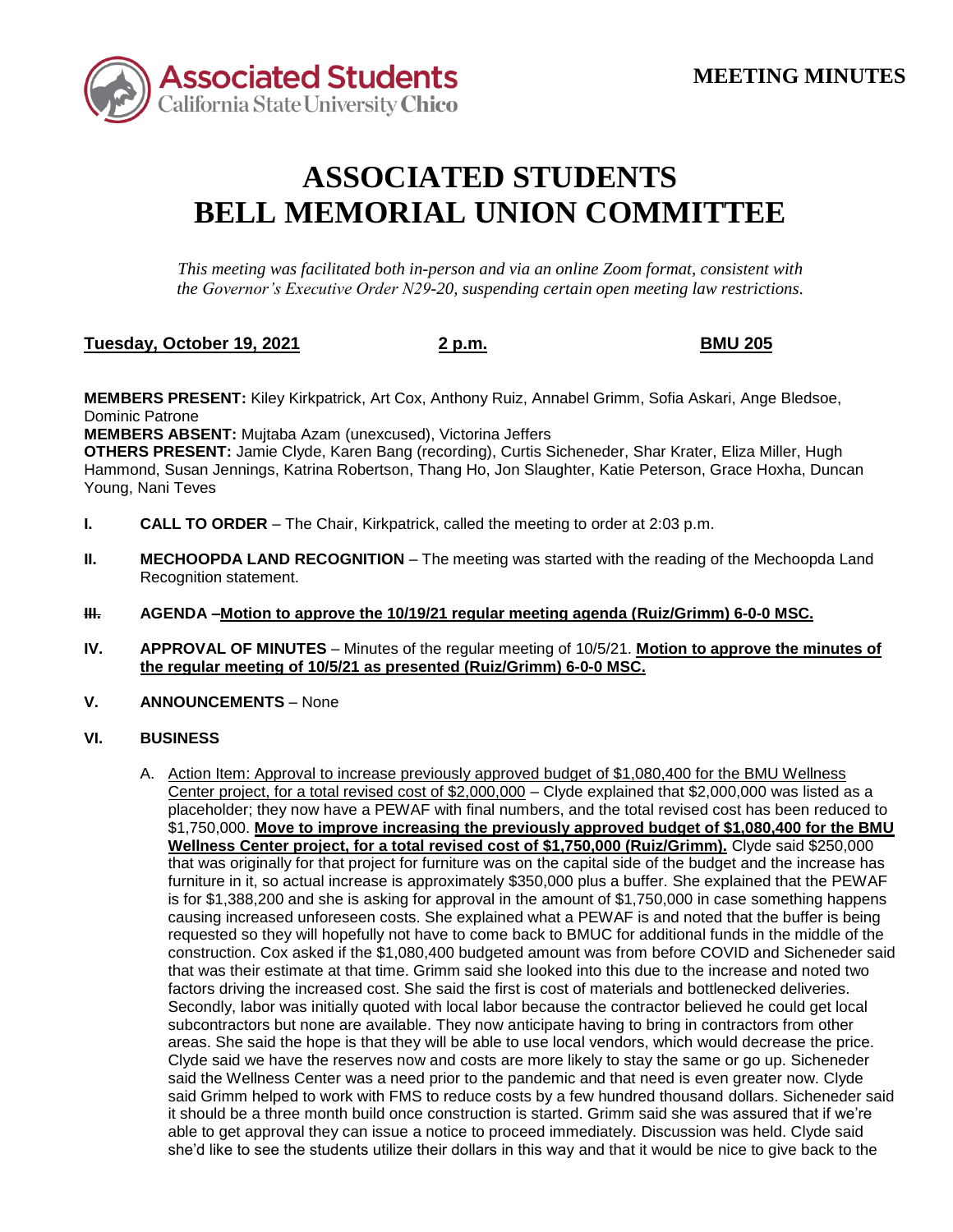**MEETING MINUTES**

# ASSOCIATED STUDENTS
# BELL MEMORIAL UNION COMMITTEE

*This meeting was facilitated both in-person and via an online Zoom format, consistent with the Governor's Executive Order N29-20, suspending certain open meeting law restrictions.*

**Tuesday, October 19, 2021** **2 p.m.** **BMU 205**

**MEMBERS PRESENT:** Kiley Kirkpatrick, Art Cox, Anthony Ruiz, Annabel Grimm, Sofia Askari, Ange Bledsoe, Dominic Patrone
**MEMBERS ABSENT:** Mujtaba Azam (unexcused), Victorina Jeffers
**OTHERS PRESENT:** Jamie Clyde, Karen Bang (recording), Curtis Sicheneder, Shar Krater, Eliza Miller, Hugh Hammond, Susan Jennings, Katrina Robertson, Thang Ho, Jon Slaughter, Katie Peterson, Grace Hoxha, Duncan Young, Nani Teves

**I. CALL TO ORDER** – The Chair, Kirkpatrick, called the meeting to order at 2:03 p.m.

**II. MECHOOPDA LAND RECOGNITION** – The meeting was started with the reading of the Mechoopda Land Recognition statement.

**III. AGENDA** –**Motion to approve the 10/19/21 regular meeting agenda (Ruiz/Grimm) 6-0-0 MSC.**

**IV. APPROVAL OF MINUTES** – Minutes of the regular meeting of 10/5/21. **Motion to approve the minutes of the regular meeting of 10/5/21 as presented (Ruiz/Grimm) 6-0-0 MSC.**

**V. ANNOUNCEMENTS** – None

**VI. BUSINESS**

A. Action Item: Approval to increase previously approved budget of $1,080,400 for the BMU Wellness Center project, for a total revised cost of $2,000,000 – Clyde explained that $2,000,000 was listed as a placeholder; they now have a PEWAF with final numbers, and the total revised cost has been reduced to $1,750,000. **Move to improve increasing the previously approved budget of $1,080,400 for the BMU Wellness Center project, for a total revised cost of $1,750,000 (Ruiz/Grimm).** Clyde said $250,000 that was originally for that project for furniture was on the capital side of the budget and the increase has furniture in it, so actual increase is approximately $350,000 plus a buffer. She explained that the PEWAF is for $1,388,200 and she is asking for approval in the amount of $1,750,000 in case something happens causing increased unforeseen costs. She explained what a PEWAF is and noted that the buffer is being requested so they will hopefully not have to come back to BMUC for additional funds in the middle of the construction. Cox asked if the $1,080,400 budgeted amount was from before COVID and Sicheneder said that was their estimate at that time. Grimm said she looked into this due to the increase and noted two factors driving the increased cost. She said the first is cost of materials and bottlenecked deliveries. Secondly, labor was initially quoted with local labor because the contractor believed he could get local subcontractors but none are available. They now anticipate having to bring in contractors from other areas. She said the hope is that they will be able to use local vendors, which would decrease the price. Clyde said we have the reserves now and costs are more likely to stay the same or go up. Sicheneder said the Wellness Center was a need prior to the pandemic and that need is even greater now. Clyde said Grimm helped to work with FMS to reduce costs by a few hundred thousand dollars. Sicheneder said it should be a three month build once construction is started. Grimm said she was assured that if we're able to get approval they can issue a notice to proceed immediately. Discussion was held. Clyde said she'd like to see the students utilize their dollars in this way and that it would be nice to give back to the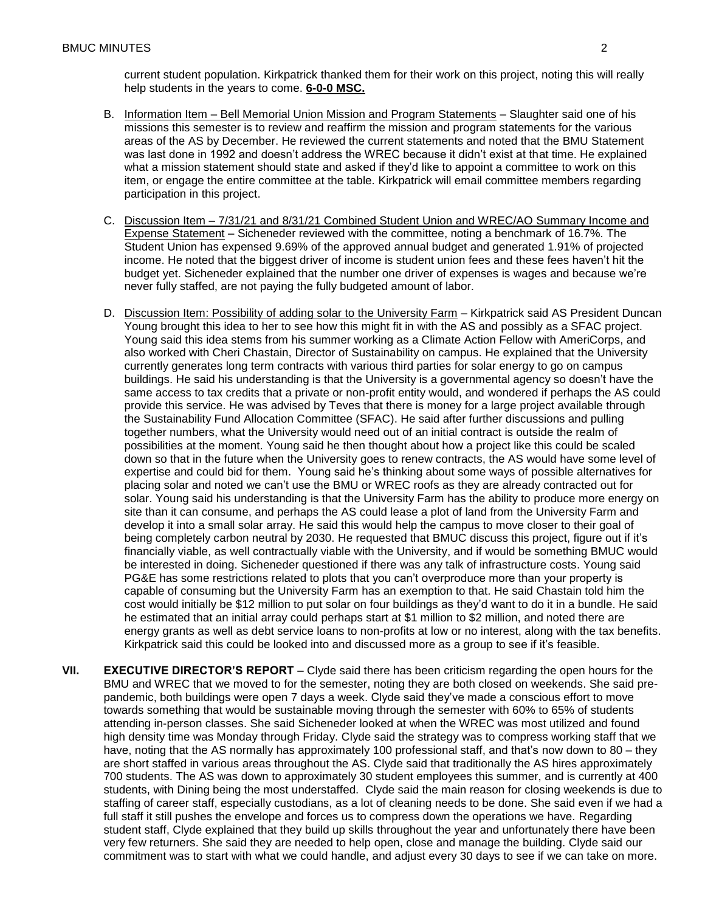current student population. Kirkpatrick thanked them for their work on this project, noting this will really help students in the years to come. **6-0-0 MSC.**

B. Information Item – Bell Memorial Union Mission and Program Statements – Slaughter said one of his missions this semester is to review and reaffirm the mission and program statements for the various areas of the AS by December. He reviewed the current statements and noted that the BMU Statement was last done in 1992 and doesn't address the WREC because it didn't exist at that time. He explained what a mission statement should state and asked if they'd like to appoint a committee to work on this item, or engage the entire committee at the table. Kirkpatrick will email committee members regarding participation in this project.

C. Discussion Item – 7/31/21 and 8/31/21 Combined Student Union and WREC/AO Summary Income and Expense Statement – Sicheneder reviewed with the committee, noting a benchmark of 16.7%. The Student Union has expensed 9.69% of the approved annual budget and generated 1.91% of projected income. He noted that the biggest driver of income is student union fees and these fees haven't hit the budget yet. Sicheneder explained that the number one driver of expenses is wages and because we're never fully staffed, are not paying the fully budgeted amount of labor.

D. Discussion Item: Possibility of adding solar to the University Farm – Kirkpatrick said AS President Duncan Young brought this idea to her to see how this might fit in with the AS and possibly as a SFAC project. Young said this idea stems from his summer working as a Climate Action Fellow with AmeriCorps, and also worked with Cheri Chastain, Director of Sustainability on campus. He explained that the University currently generates long term contracts with various third parties for solar energy to go on campus buildings. He said his understanding is that the University is a governmental agency so doesn't have the same access to tax credits that a private or non-profit entity would, and wondered if perhaps the AS could provide this service. He was advised by Teves that there is money for a large project available through the Sustainability Fund Allocation Committee (SFAC). He said after further discussions and pulling together numbers, what the University would need out of an initial contract is outside the realm of possibilities at the moment. Young said he then thought about how a project like this could be scaled down so that in the future when the University goes to renew contracts, the AS would have some level of expertise and could bid for them. Young said he's thinking about some ways of possible alternatives for placing solar and noted we can't use the BMU or WREC roofs as they are already contracted out for solar. Young said his understanding is that the University Farm has the ability to produce more energy on site than it can consume, and perhaps the AS could lease a plot of land from the University Farm and develop it into a small solar array. He said this would help the campus to move closer to their goal of being completely carbon neutral by 2030. He requested that BMUC discuss this project, figure out if it's financially viable, as well contractually viable with the University, and if would be something BMUC would be interested in doing. Sicheneder questioned if there was any talk of infrastructure costs. Young said PG&E has some restrictions related to plots that you can't overproduce more than your property is capable of consuming but the University Farm has an exemption to that. He said Chastain told him the cost would initially be $12 million to put solar on four buildings as they'd want to do it in a bundle. He said he estimated that an initial array could perhaps start at $1 million to $2 million, and noted there are energy grants as well as debt service loans to non-profits at low or no interest, along with the tax benefits. Kirkpatrick said this could be looked into and discussed more as a group to see if it's feasible.

**VII. EXECUTIVE DIRECTOR'S REPORT** – Clyde said there has been criticism regarding the open hours for the BMU and WREC that we moved to for the semester, noting they are both closed on weekends. She said pre-pandemic, both buildings were open 7 days a week. Clyde said they've made a conscious effort to move towards something that would be sustainable moving through the semester with 60% to 65% of students attending in-person classes. She said Sicheneder looked at when the WREC was most utilized and found high density time was Monday through Friday. Clyde said the strategy was to compress working staff that we have, noting that the AS normally has approximately 100 professional staff, and that's now down to 80 – they are short staffed in various areas throughout the AS. Clyde said that traditionally the AS hires approximately 700 students. The AS was down to approximately 30 student employees this summer, and is currently at 400 students, with Dining being the most understaffed. Clyde said the main reason for closing weekends is due to staffing of career staff, especially custodians, as a lot of cleaning needs to be done. She said even if we had a full staff it still pushes the envelope and forces us to compress down the operations we have. Regarding student staff, Clyde explained that they build up skills throughout the year and unfortunately there have been very few returners. She said they are needed to help open, close and manage the building. Clyde said our commitment was to start with what we could handle, and adjust every 30 days to see if we can take on more.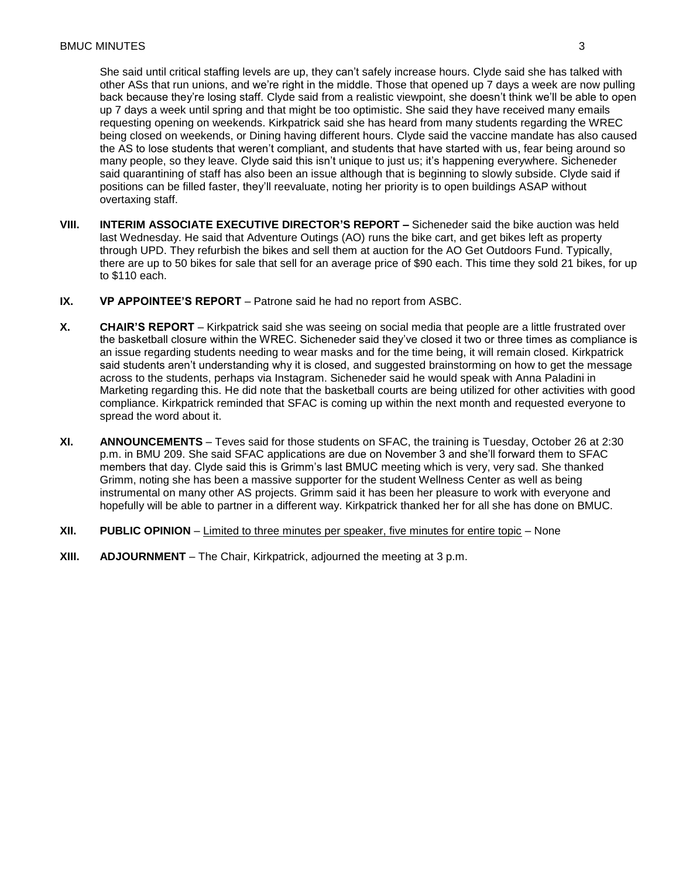She said until critical staffing levels are up, they can't safely increase hours. Clyde said she has talked with other ASs that run unions, and we're right in the middle. Those that opened up 7 days a week are now pulling back because they're losing staff. Clyde said from a realistic viewpoint, she doesn't think we'll be able to open up 7 days a week until spring and that might be too optimistic. She said they have received many emails requesting opening on weekends. Kirkpatrick said she has heard from many students regarding the WREC being closed on weekends, or Dining having different hours. Clyde said the vaccine mandate has also caused the AS to lose students that weren't compliant, and students that have started with us, fear being around so many people, so they leave. Clyde said this isn't unique to just us; it's happening everywhere. Sicheneder said quarantining of staff has also been an issue although that is beginning to slowly subside. Clyde said if positions can be filled faster, they'll reevaluate, noting her priority is to open buildings ASAP without overtaxing staff.

**VIII. INTERIM ASSOCIATE EXECUTIVE DIRECTOR'S REPORT –** Sicheneder said the bike auction was held last Wednesday. He said that Adventure Outings (AO) runs the bike cart, and get bikes left as property through UPD. They refurbish the bikes and sell them at auction for the AO Get Outdoors Fund. Typically, there are up to 50 bikes for sale that sell for an average price of $90 each. This time they sold 21 bikes, for up to $110 each.

**IX. VP APPOINTEE'S REPORT** – Patrone said he had no report from ASBC.

**X. CHAIR'S REPORT** – Kirkpatrick said she was seeing on social media that people are a little frustrated over the basketball closure within the WREC. Sicheneder said they've closed it two or three times as compliance is an issue regarding students needing to wear masks and for the time being, it will remain closed. Kirkpatrick said students aren't understanding why it is closed, and suggested brainstorming on how to get the message across to the students, perhaps via Instagram. Sicheneder said he would speak with Anna Paladini in Marketing regarding this. He did note that the basketball courts are being utilized for other activities with good compliance. Kirkpatrick reminded that SFAC is coming up within the next month and requested everyone to spread the word about it.

**XI. ANNOUNCEMENTS** – Teves said for those students on SFAC, the training is Tuesday, October 26 at 2:30 p.m. in BMU 209. She said SFAC applications are due on November 3 and she'll forward them to SFAC members that day. Clyde said this is Grimm's last BMUC meeting which is very, very sad. She thanked Grimm, noting she has been a massive supporter for the student Wellness Center as well as being instrumental on many other AS projects. Grimm said it has been her pleasure to work with everyone and hopefully will be able to partner in a different way. Kirkpatrick thanked her for all she has done on BMUC.

**XII. PUBLIC OPINION** – <u>Limited to three minutes per speaker, five minutes for entire topic</u> – None

**XIII. ADJOURNMENT** – The Chair, Kirkpatrick, adjourned the meeting at 3 p.m.